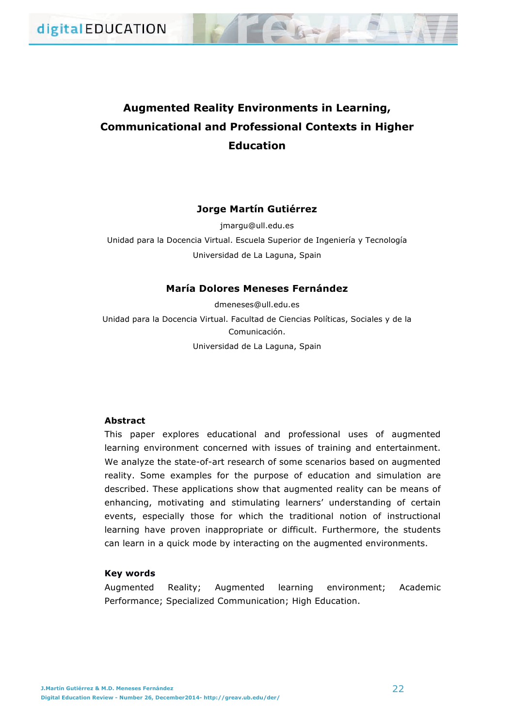# Augmented Reality Environments in Learning, Communicational and Professional Contexts in Higher Education

**Jorge Martín Gutiérrez**

jmargu@ull.edu.es

Unidad para la Docencia Virtual. Escuela Superior de Ingeniería y Tecnología

Universidad de La Laguna, Spain

**María Dolores Meneses Fernández**

dmeneses@ull.edu.es

Unidad para la Docencia Virtual. Facultad de Ciencias Políticas, Sociales y de la Comunicación.

Universidad de La Laguna, Spain

## Abstract

This paper explores educational and professional uses of augmented learning environment concerned with issues of training and entertainment. We analyze the state-of-art research of some scenarios based on augmented reality. Some examples for the purpose of education and simulation are described. These applications show that augmented reality can be means of enhancing, motivating and stimulating learners' understanding of certain events, especially those for which the traditional notion of instructional learning have proven inappropriate or difficult. Furthermore, the students can learn in a quick mode by interacting on the augmented environments.

## Key words

Augmented Reality; Augmented learning environment; Academic Performance; Specialized Communication; High Education.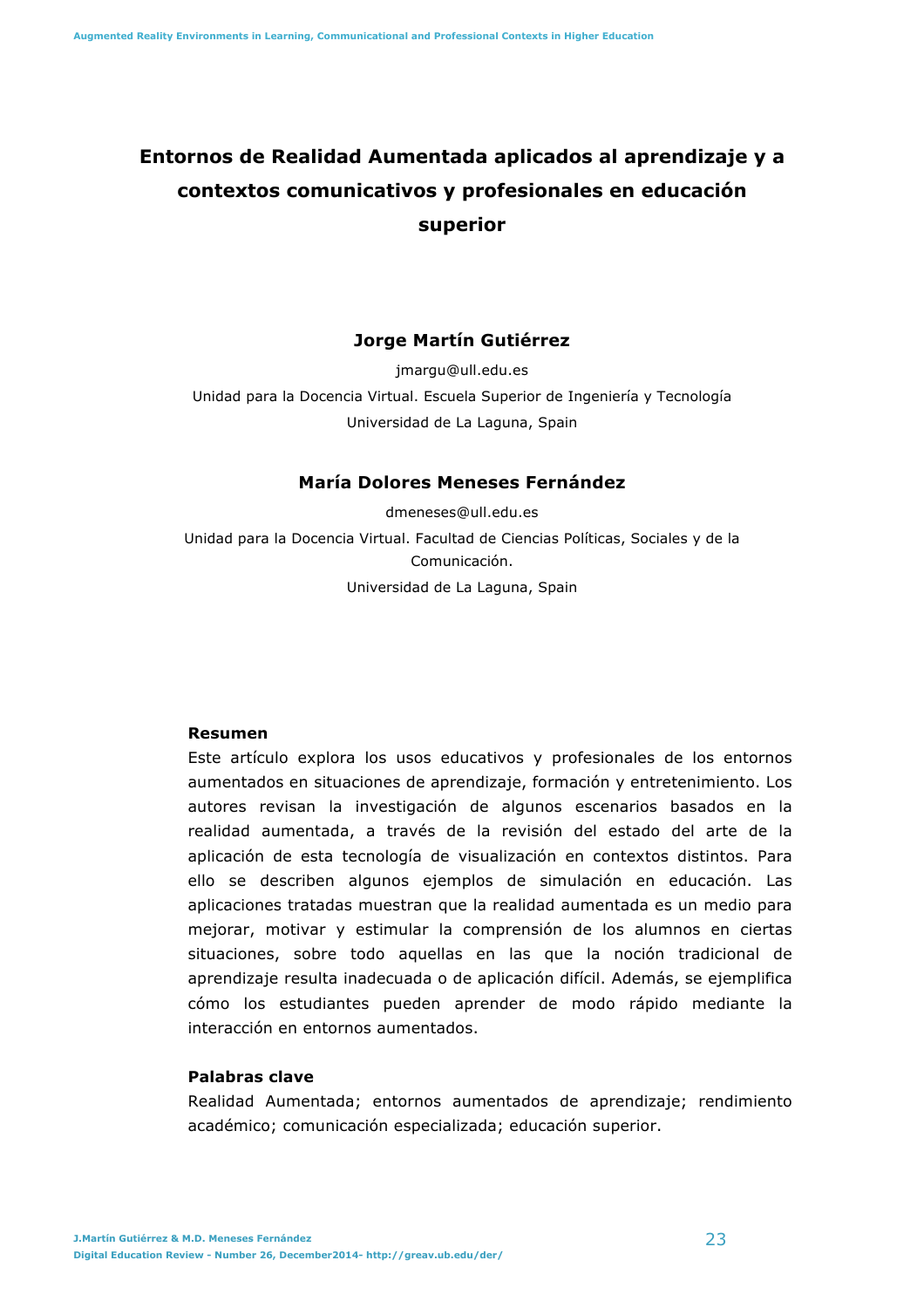# Entornos de Realidad Aumentada aplicados al aprendizaje y a contextos comunicativos y profesionales en educación superior

**Jorge Martín Gutiérrez**

jmargu@ull.edu.es

Unidad para la Docencia Virtual. Escuela Superior de Ingeniería y Tecnología

Universidad de La Laguna, Spain

**María Dolores Meneses Fernández**

dmeneses@ull.edu.es

Unidad para la Docencia Virtual. Facultad de Ciencias Políticas, Sociales y de la Comunicación.

Universidad de La Laguna, Spain

## Resumen

Este artículo explora los usos educativos y profesionales de los entornos aumentados en situaciones de aprendizaje, formación y entretenimiento. Los autores revisan la investigación de algunos escenarios basados en la realidad aumentada, a través de la revisión del estado del arte de la aplicación de esta tecnología de visualización en contextos distintos. Para ello se describen algunos ejemplos de simulación en educación. Las aplicaciones tratadas muestran que la realidad aumentada es un medio para mejorar, motivar y estimular la comprensión de los alumnos en ciertas situaciones, sobre todo aquellas en las que la noción tradicional de aprendizaje resulta inadecuada o de aplicación difícil. Además, se ejemplifica cómo los estudiantes pueden aprender de modo rápido mediante la interacción en entornos aumentados.

## Palabras clave

Realidad Aumentada; entornos aumentados de aprendizaje; rendimiento académico; comunicación especializada; educación superior.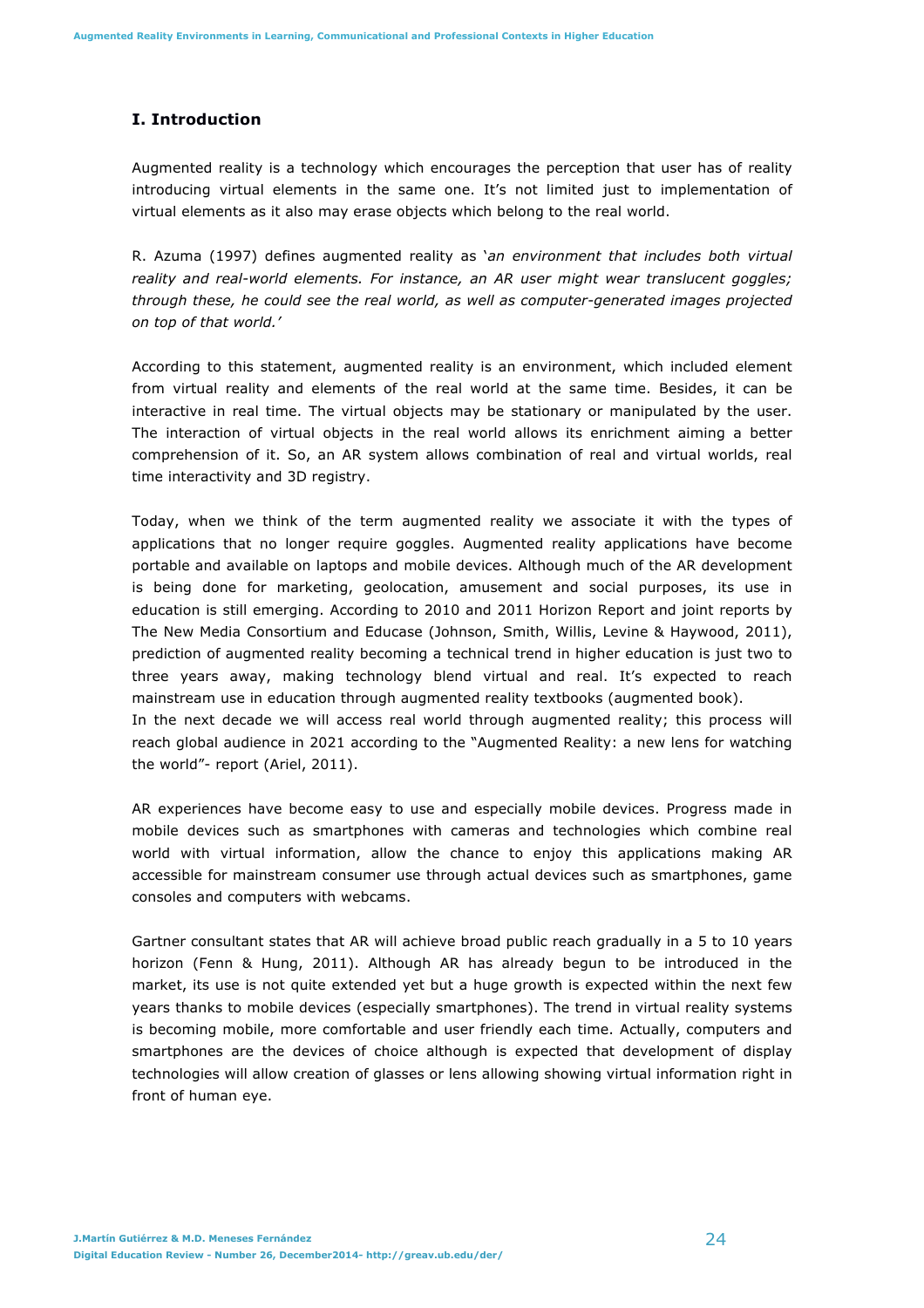## I. Introduction

Augmented reality is a technology which encourages the perception that user has of reality introducing virtual elements in the same one. It's not limited just to implementation of virtual elements as it also may erase objects which belong to the real world.

R. Azuma (1997) defines augmented reality as '*an environment that includes both virtual reality and real-world elements. For instance, an AR user might wear translucent goggles; through these, he could see the real world, as well as computer-generated images projected on top of that world.'*

According to this statement, augmented reality is an environment, which included element from virtual reality and elements of the real world at the same time. Besides, it can be interactive in real time. The virtual objects may be stationary or manipulated by the user. The interaction of virtual objects in the real world allows its enrichment aiming a better comprehension of it. So, an AR system allows combination of real and virtual worlds, real time interactivity and 3D registry.

Today, when we think of the term augmented reality we associate it with the types of applications that no longer require goggles. Augmented reality applications have become portable and available on laptops and mobile devices. Although much of the AR development is being done for marketing, geolocation, amusement and social purposes, its use in education is still emerging. According to 2010 and 2011 Horizon Report and joint reports by The New Media Consortium and Educase (Johnson, Smith, Willis, Levine & Haywood, 2011), prediction of augmented reality becoming a technical trend in higher education is just two to three years away, making technology blend virtual and real. It's expected to reach mainstream use in education through augmented reality textbooks (augmented book).
In the next decade we will access real world through augmented reality; this process will reach global audience in 2021 according to the "Augmented Reality: a new lens for watching the world"- report (Ariel, 2011).

AR experiences have become easy to use and especially mobile devices. Progress made in mobile devices such as smartphones with cameras and technologies which combine real world with virtual information, allow the chance to enjoy this applications making AR accessible for mainstream consumer use through actual devices such as smartphones, game consoles and computers with webcams.

Gartner consultant states that AR will achieve broad public reach gradually in a 5 to 10 years horizon (Fenn & Hung, 2011). Although AR has already begun to be introduced in the market, its use is not quite extended yet but a huge growth is expected within the next few years thanks to mobile devices (especially smartphones). The trend in virtual reality systems is becoming mobile, more comfortable and user friendly each time. Actually, computers and smartphones are the devices of choice although is expected that development of display technologies will allow creation of glasses or lens allowing showing virtual information right in front of human eye.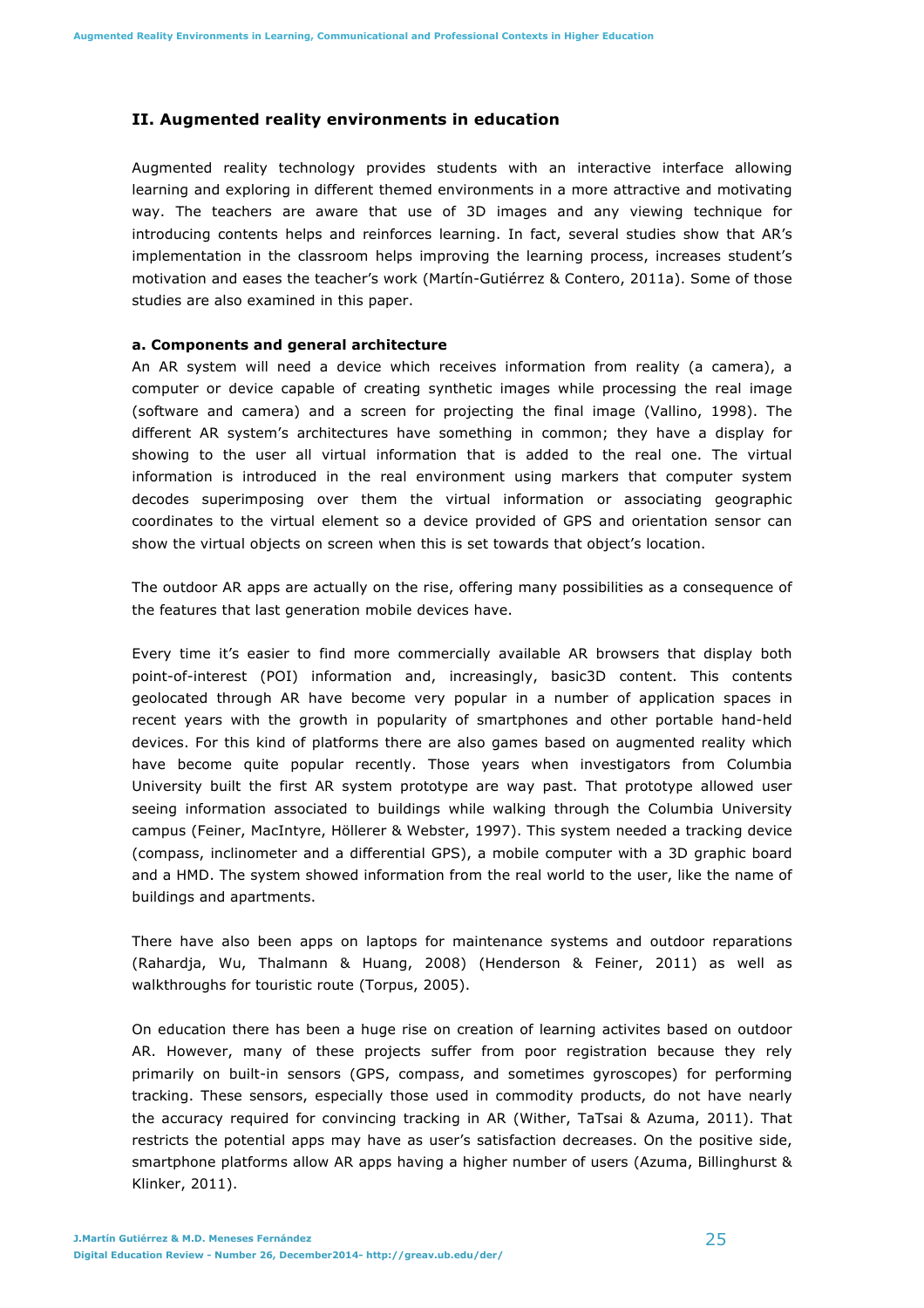## II. Augmented reality environments in education

Augmented reality technology provides students with an interactive interface allowing learning and exploring in different themed environments in a more attractive and motivating way. The teachers are aware that use of 3D images and any viewing technique for introducing contents helps and reinforces learning. In fact, several studies show that AR's implementation in the classroom helps improving the learning process, increases student's motivation and eases the teacher's work (Martín-Gutiérrez & Contero, 2011a). Some of those studies are also examined in this paper.

**a. Components and general architecture**

An AR system will need a device which receives information from reality (a camera), a computer or device capable of creating synthetic images while processing the real image (software and camera) and a screen for projecting the final image (Vallino, 1998). The different AR system's architectures have something in common; they have a display for showing to the user all virtual information that is added to the real one. The virtual information is introduced in the real environment using markers that computer system decodes superimposing over them the virtual information or associating geographic coordinates to the virtual element so a device provided of GPS and orientation sensor can show the virtual objects on screen when this is set towards that object's location.

The outdoor AR apps are actually on the rise, offering many possibilities as a consequence of the features that last generation mobile devices have.

Every time it's easier to find more commercially available AR browsers that display both point-of-interest (POI) information and, increasingly, basic3D content. This contents geolocated through AR have become very popular in a number of application spaces in recent years with the growth in popularity of smartphones and other portable hand-held devices. For this kind of platforms there are also games based on augmented reality which have become quite popular recently. Those years when investigators from Columbia University built the first AR system prototype are way past. That prototype allowed user seeing information associated to buildings while walking through the Columbia University campus (Feiner, MacIntyre, Höllerer & Webster, 1997). This system needed a tracking device (compass, inclinometer and a differential GPS), a mobile computer with a 3D graphic board and a HMD. The system showed information from the real world to the user, like the name of buildings and apartments.

There have also been apps on laptops for maintenance systems and outdoor reparations (Rahardja, Wu, Thalmann & Huang, 2008) (Henderson & Feiner, 2011) as well as walkthroughs for touristic route (Torpus, 2005).

On education there has been a huge rise on creation of learning activites based on outdoor AR. However, many of these projects suffer from poor registration because they rely primarily on built-in sensors (GPS, compass, and sometimes gyroscopes) for performing tracking. These sensors, especially those used in commodity products, do not have nearly the accuracy required for convincing tracking in AR (Wither, TaTsai & Azuma, 2011). That restricts the potential apps may have as user's satisfaction decreases. On the positive side, smartphone platforms allow AR apps having a higher number of users (Azuma, Billinghurst & Klinker, 2011).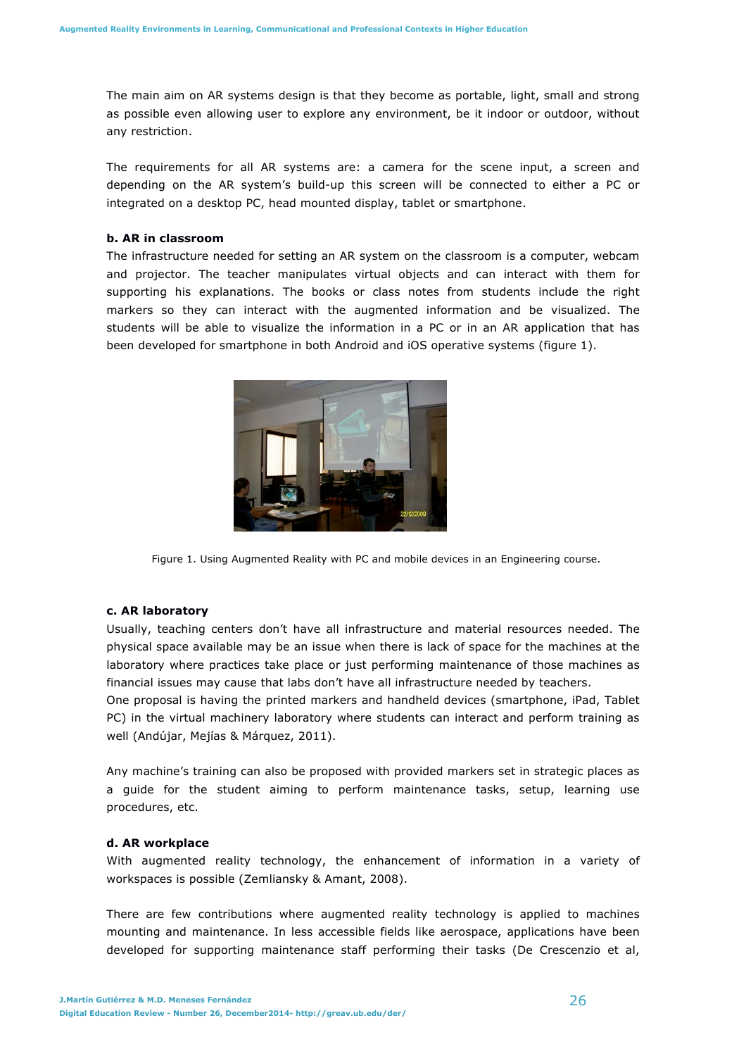The main aim on AR systems design is that they become as portable, light, small and strong as possible even allowing user to explore any environment, be it indoor or outdoor, without any restriction.

The requirements for all AR systems are: a camera for the scene input, a screen and depending on the AR system's build-up this screen will be connected to either a PC or integrated on a desktop PC, head mounted display, tablet or smartphone.

**b. AR in classroom**

The infrastructure needed for setting an AR system on the classroom is a computer, webcam and projector. The teacher manipulates virtual objects and can interact with them for supporting his explanations. The books or class notes from students include the right markers so they can interact with the augmented information and be visualized. The students will be able to visualize the information in a PC or in an AR application that has been developed for smartphone in both Android and iOS operative systems (figure 1).

Figure 1. Using Augmented Reality with PC and mobile devices in an Engineering course.

**c. AR laboratory**

Usually, teaching centers don't have all infrastructure and material resources needed. The physical space available may be an issue when there is lack of space for the machines at the laboratory where practices take place or just performing maintenance of those machines as financial issues may cause that labs don't have all infrastructure needed by teachers.

One proposal is having the printed markers and handheld devices (smartphone, iPad, Tablet PC) in the virtual machinery laboratory where students can interact and perform training as well (Andújar, Mejías & Márquez, 2011).

Any machine's training can also be proposed with provided markers set in strategic places as a guide for the student aiming to perform maintenance tasks, setup, learning use procedures, etc.

**d. AR workplace**

With augmented reality technology, the enhancement of information in a variety of workspaces is possible (Zemliansky & Amant, 2008).

There are few contributions where augmented reality technology is applied to machines mounting and maintenance. In less accessible fields like aerospace, applications have been developed for supporting maintenance staff performing their tasks (De Crescenzio et al,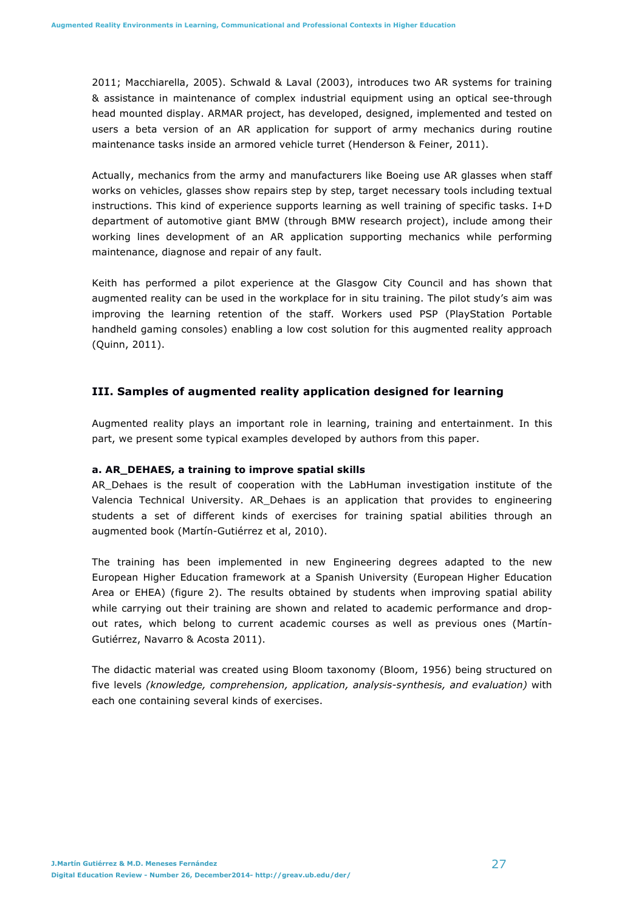2011; Macchiarella, 2005). Schwald & Laval (2003), introduces two AR systems for training & assistance in maintenance of complex industrial equipment using an optical see-through head mounted display. ARMAR project, has developed, designed, implemented and tested on users a beta version of an AR application for support of army mechanics during routine maintenance tasks inside an armored vehicle turret (Henderson & Feiner, 2011).

Actually, mechanics from the army and manufacturers like Boeing use AR glasses when staff works on vehicles, glasses show repairs step by step, target necessary tools including textual instructions. This kind of experience supports learning as well training of specific tasks. I+D department of automotive giant BMW (through BMW research project), include among their working lines development of an AR application supporting mechanics while performing maintenance, diagnose and repair of any fault.

Keith has performed a pilot experience at the Glasgow City Council and has shown that augmented reality can be used in the workplace for in situ training. The pilot study's aim was improving the learning retention of the staff. Workers used PSP (PlayStation Portable handheld gaming consoles) enabling a low cost solution for this augmented reality approach (Quinn, 2011).

## III. Samples of augmented reality application designed for learning

Augmented reality plays an important role in learning, training and entertainment. In this part, we present some typical examples developed by authors from this paper.

### a. AR_DEHAES, a training to improve spatial skills

AR_Dehaes is the result of cooperation with the LabHuman investigation institute of the Valencia Technical University. AR_Dehaes is an application that provides to engineering students a set of different kinds of exercises for training spatial abilities through an augmented book (Martín-Gutiérrez et al, 2010).

The training has been implemented in new Engineering degrees adapted to the new European Higher Education framework at a Spanish University (European Higher Education Area or EHEA) (figure 2). The results obtained by students when improving spatial ability while carrying out their training are shown and related to academic performance and drop-out rates, which belong to current academic courses as well as previous ones (Martín-Gutiérrez, Navarro & Acosta 2011).

The didactic material was created using Bloom taxonomy (Bloom, 1956) being structured on five levels *(knowledge, comprehension, application, analysis-synthesis, and evaluation)* with each one containing several kinds of exercises.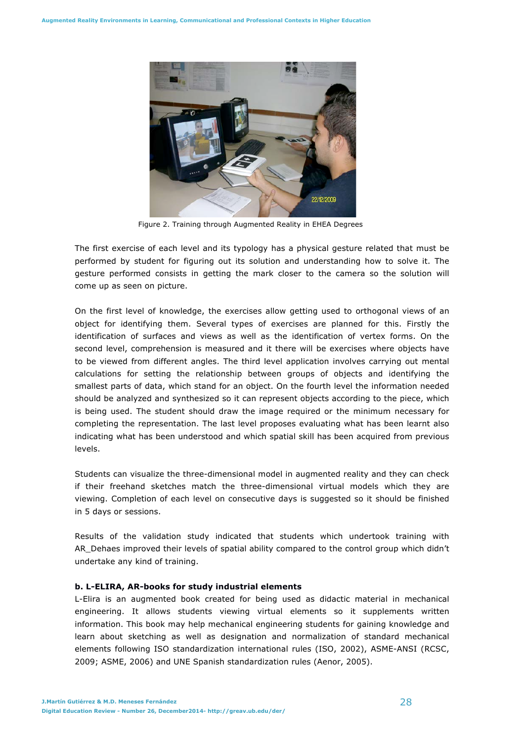Figure 2. Training through Augmented Reality in EHEA Degrees

The first exercise of each level and its typology has a physical gesture related that must be performed by student for figuring out its solution and understanding how to solve it. The gesture performed consists in getting the mark closer to the camera so the solution will come up as seen on picture.

On the first level of knowledge, the exercises allow getting used to orthogonal views of an object for identifying them. Several types of exercises are planned for this. Firstly the identification of surfaces and views as well as the identification of vertex forms. On the second level, comprehension is measured and it there will be exercises where objects have to be viewed from different angles. The third level application involves carrying out mental calculations for setting the relationship between groups of objects and identifying the smallest parts of data, which stand for an object. On the fourth level the information needed should be analyzed and synthesized so it can represent objects according to the piece, which is being used. The student should draw the image required or the minimum necessary for completing the representation. The last level proposes evaluating what has been learnt also indicating what has been understood and which spatial skill has been acquired from previous levels.

Students can visualize the three-dimensional model in augmented reality and they can check if their freehand sketches match the three-dimensional virtual models which they are viewing. Completion of each level on consecutive days is suggested so it should be finished in 5 days or sessions.

Results of the validation study indicated that students which undertook training with AR_Dehaes improved their levels of spatial ability compared to the control group which didn't undertake any kind of training.

**b. L-ELIRA, AR-books for study industrial elements**

L-Elira is an augmented book created for being used as didactic material in mechanical engineering. It allows students viewing virtual elements so it supplements written information. This book may help mechanical engineering students for gaining knowledge and learn about sketching as well as designation and normalization of standard mechanical elements following ISO standardization international rules (ISO, 2002), ASME-ANSI (RCSC, 2009; ASME, 2006) and UNE Spanish standardization rules (Aenor, 2005).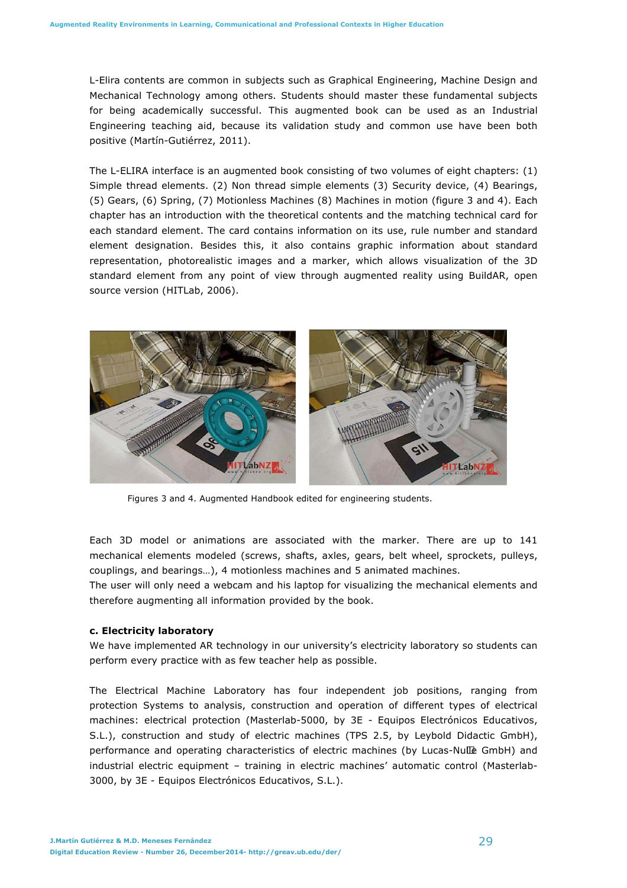L-Elira contents are common in subjects such as Graphical Engineering, Machine Design and Mechanical Technology among others. Students should master these fundamental subjects for being academically successful. This augmented book can be used as an Industrial Engineering teaching aid, because its validation study and common use have been both positive (Martín-Gutiérrez, 2011).

The L-ELIRA interface is an augmented book consisting of two volumes of eight chapters: (1) Simple thread elements. (2) Non thread simple elements (3) Security device, (4) Bearings, (5) Gears, (6) Spring, (7) Motionless Machines (8) Machines in motion (figure 3 and 4). Each chapter has an introduction with the theoretical contents and the matching technical card for each standard element. The card contains information on its use, rule number and standard element designation. Besides this, it also contains graphic information about standard representation, photorealistic images and a marker, which allows visualization of the 3D standard element from any point of view through augmented reality using BuildAR, open source version (HITLab, 2006).

Figures 3 and 4. Augmented Handbook edited for engineering students.

Each 3D model or animations are associated with the marker. There are up to 141 mechanical elements modeled (screws, shafts, axles, gears, belt wheel, sprockets, pulleys, couplings, and bearings…), 4 motionless machines and 5 animated machines.
The user will only need a webcam and his laptop for visualizing the mechanical elements and therefore augmenting all information provided by the book.

**c. Electricity laboratory**

We have implemented AR technology in our university's electricity laboratory so students can perform every practice with as few teacher help as possible.

The Electrical Machine Laboratory has four independent job positions, ranging from protection Systems to analysis, construction and operation of different types of electrical machines: electrical protection (Masterlab-5000, by 3E - Equipos Electrónicos Educativos, S.L.), construction and study of electric machines (TPS 2.5, by Leybold Didactic GmbH), performance and operating characteristics of electric machines (by Lucas-Nülle GmbH) and industrial electric equipment – training in electric machines' automatic control (Masterlab-3000, by 3E - Equipos Electrónicos Educativos, S.L.).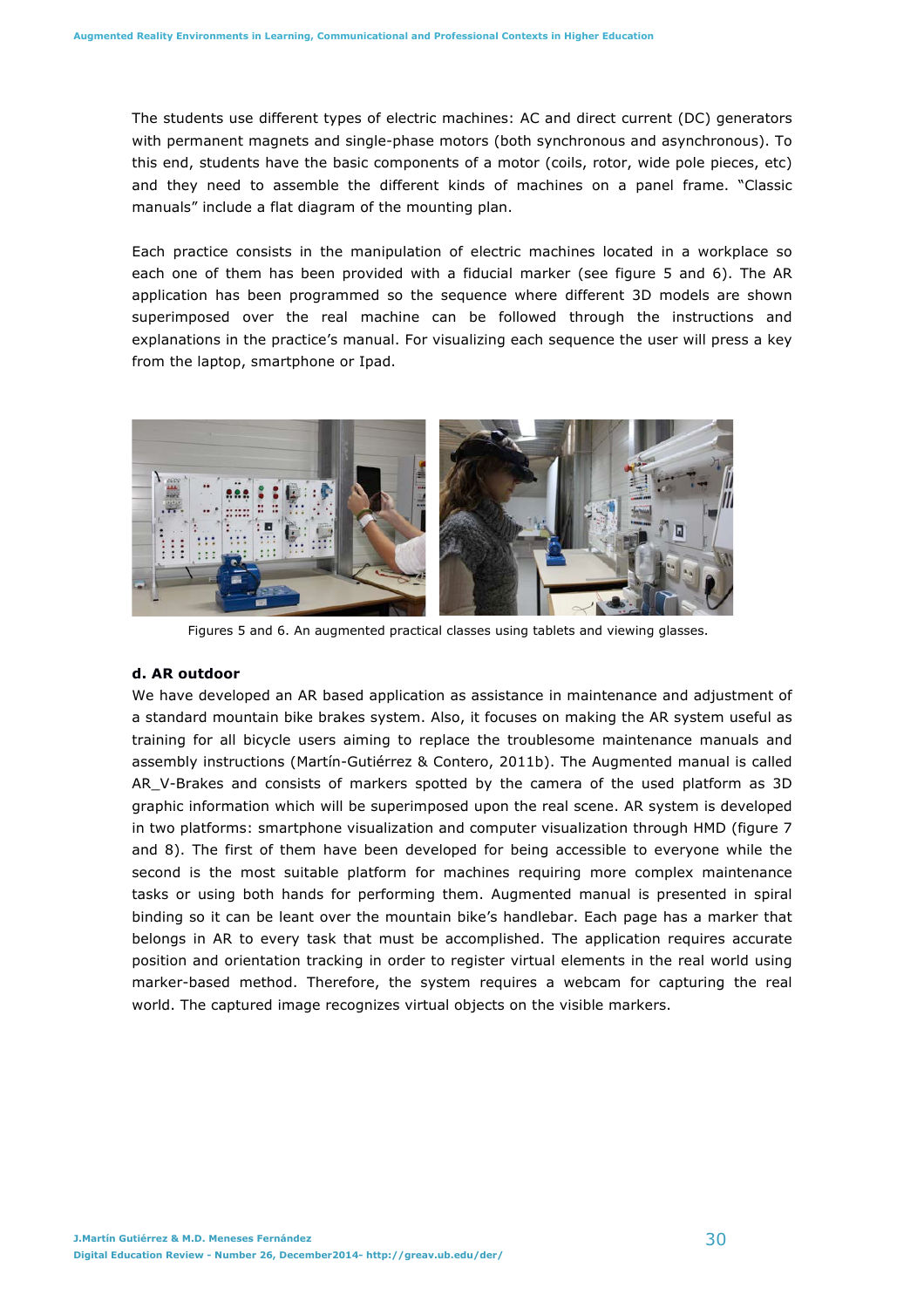The students use different types of electric machines: AC and direct current (DC) generators with permanent magnets and single-phase motors (both synchronous and asynchronous). To this end, students have the basic components of a motor (coils, rotor, wide pole pieces, etc) and they need to assemble the different kinds of machines on a panel frame. "Classic manuals" include a flat diagram of the mounting plan.

Each practice consists in the manipulation of electric machines located in a workplace so each one of them has been provided with a fiducial marker (see figure 5 and 6). The AR application has been programmed so the sequence where different 3D models are shown superimposed over the real machine can be followed through the instructions and explanations in the practice's manual. For visualizing each sequence the user will press a key from the laptop, smartphone or Ipad.

Figures 5 and 6. An augmented practical classes using tablets and viewing glasses.

**d. AR outdoor**

We have developed an AR based application as assistance in maintenance and adjustment of a standard mountain bike brakes system. Also, it focuses on making the AR system useful as training for all bicycle users aiming to replace the troublesome maintenance manuals and assembly instructions (Martín-Gutiérrez & Contero, 2011b). The Augmented manual is called AR_V-Brakes and consists of markers spotted by the camera of the used platform as 3D graphic information which will be superimposed upon the real scene. AR system is developed in two platforms: smartphone visualization and computer visualization through HMD (figure 7 and 8). The first of them have been developed for being accessible to everyone while the second is the most suitable platform for machines requiring more complex maintenance tasks or using both hands for performing them. Augmented manual is presented in spiral binding so it can be leant over the mountain bike's handlebar. Each page has a marker that belongs in AR to every task that must be accomplished. The application requires accurate position and orientation tracking in order to register virtual elements in the real world using marker-based method. Therefore, the system requires a webcam for capturing the real world. The captured image recognizes virtual objects on the visible markers.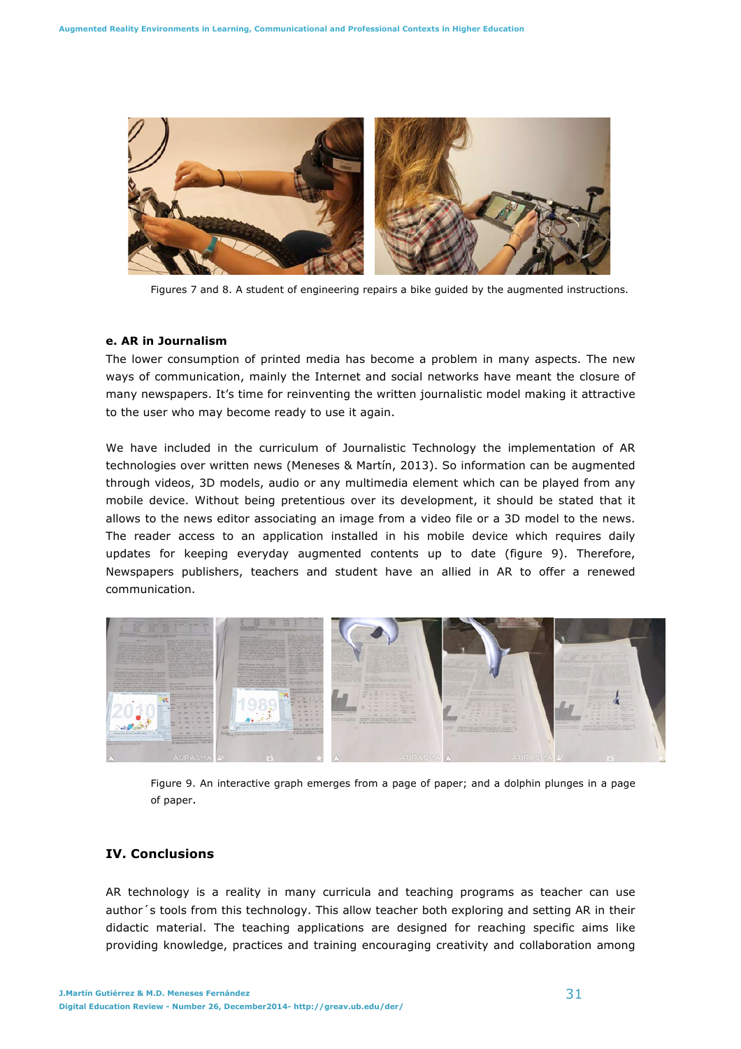Figures 7 and 8. A student of engineering repairs a bike guided by the augmented instructions.

**e. AR in Journalism**

The lower consumption of printed media has become a problem in many aspects. The new ways of communication, mainly the Internet and social networks have meant the closure of many newspapers. It's time for reinventing the written journalistic model making it attractive to the user who may become ready to use it again.

We have included in the curriculum of Journalistic Technology the implementation of AR technologies over written news (Meneses & Martín, 2013). So information can be augmented through videos, 3D models, audio or any multimedia element which can be played from any mobile device. Without being pretentious over its development, it should be stated that it allows to the news editor associating an image from a video file or a 3D model to the news. The reader access to an application installed in his mobile device which requires daily updates for keeping everyday augmented contents up to date (figure 9). Therefore, Newspapers publishers, teachers and student have an allied in AR to offer a renewed communication.

Figure 9. An interactive graph emerges from a page of paper; and a dolphin plunges in a page of paper.

## IV. Conclusions

AR technology is a reality in many curricula and teaching programs as teacher can use author´s tools from this technology. This allow teacher both exploring and setting AR in their didactic material. The teaching applications are designed for reaching specific aims like providing knowledge, practices and training encouraging creativity and collaboration among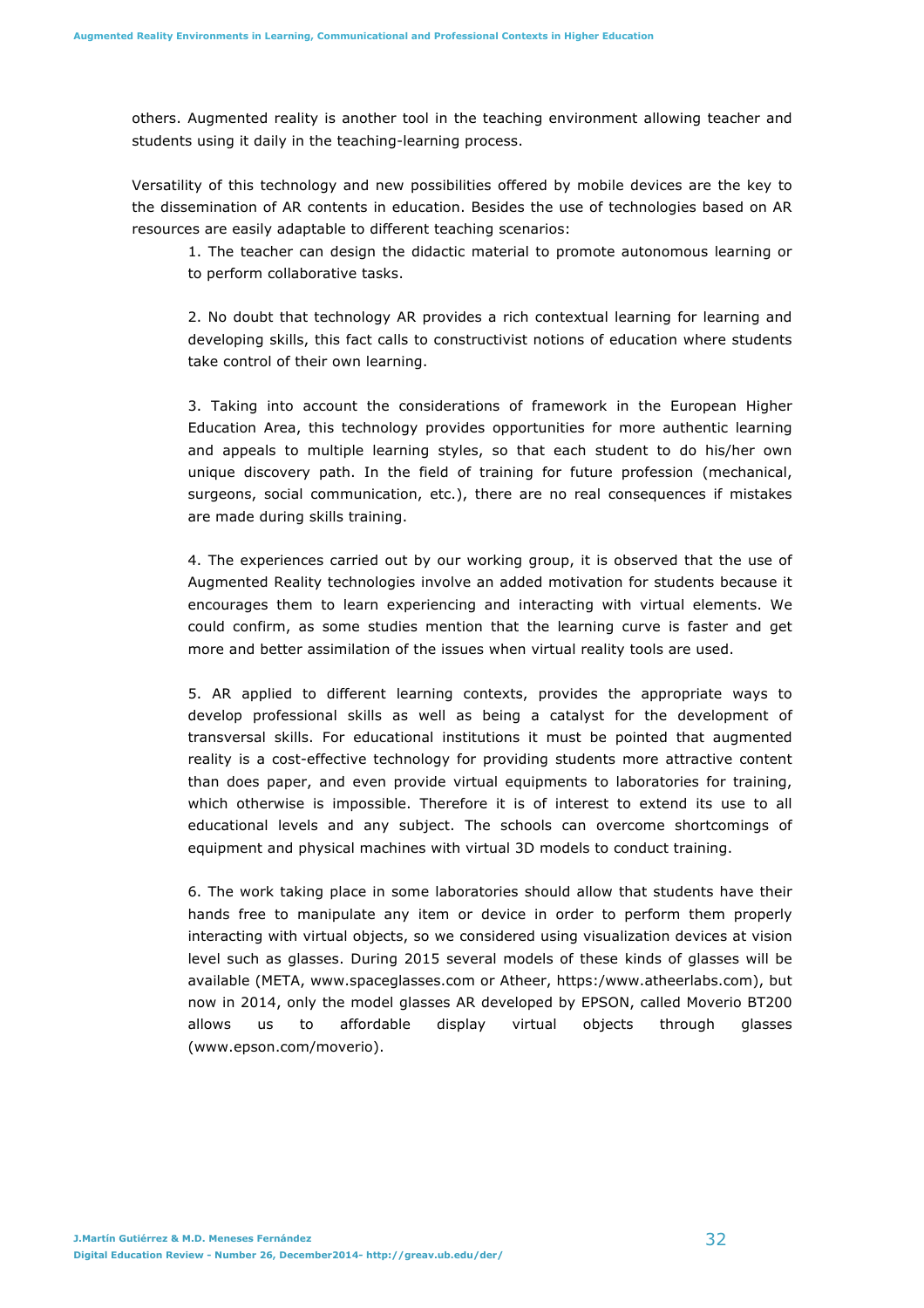others. Augmented reality is another tool in the teaching environment allowing teacher and students using it daily in the teaching-learning process.

Versatility of this technology and new possibilities offered by mobile devices are the key to the dissemination of AR contents in education. Besides the use of technologies based on AR resources are easily adaptable to different teaching scenarios:

1. The teacher can design the didactic material to promote autonomous learning or to perform collaborative tasks.

2. No doubt that technology AR provides a rich contextual learning for learning and developing skills, this fact calls to constructivist notions of education where students take control of their own learning.

3. Taking into account the considerations of framework in the European Higher Education Area, this technology provides opportunities for more authentic learning and appeals to multiple learning styles, so that each student to do his/her own unique discovery path. In the field of training for future profession (mechanical, surgeons, social communication, etc.), there are no real consequences if mistakes are made during skills training.

4. The experiences carried out by our working group, it is observed that the use of Augmented Reality technologies involve an added motivation for students because it encourages them to learn experiencing and interacting with virtual elements. We could confirm, as some studies mention that the learning curve is faster and get more and better assimilation of the issues when virtual reality tools are used.

5. AR applied to different learning contexts, provides the appropriate ways to develop professional skills as well as being a catalyst for the development of transversal skills. For educational institutions it must be pointed that augmented reality is a cost-effective technology for providing students more attractive content than does paper, and even provide virtual equipments to laboratories for training, which otherwise is impossible. Therefore it is of interest to extend its use to all educational levels and any subject. The schools can overcome shortcomings of equipment and physical machines with virtual 3D models to conduct training.

6. The work taking place in some laboratories should allow that students have their hands free to manipulate any item or device in order to perform them properly interacting with virtual objects, so we considered using visualization devices at vision level such as glasses. During 2015 several models of these kinds of glasses will be available (META, www.spaceglasses.com or Atheer, https:/www.atheerlabs.com), but now in 2014, only the model glasses AR developed by EPSON, called Moverio BT200 allows us to affordable display virtual objects through glasses (www.epson.com/moverio).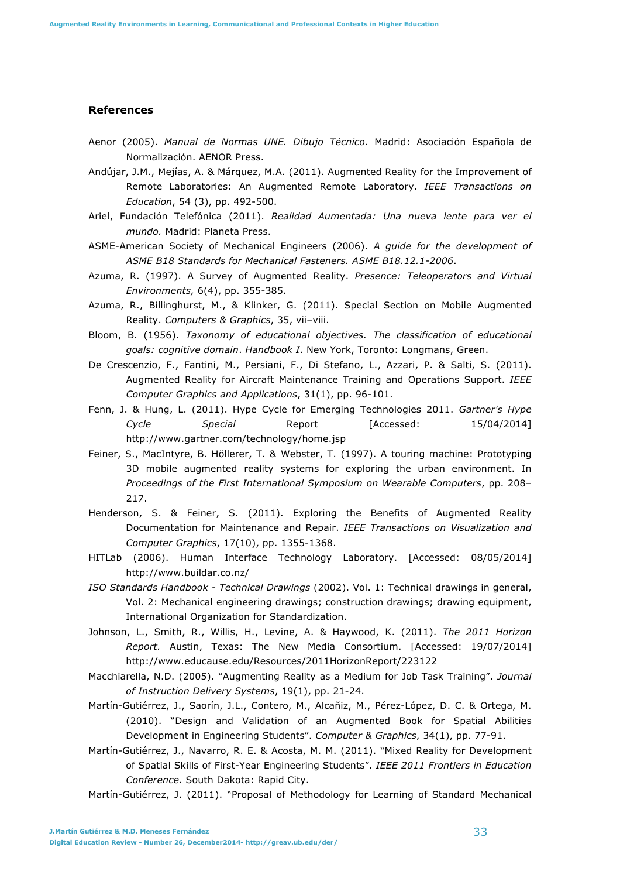## References

Aenor (2005). *Manual de Normas UNE. Dibujo Técnico.* Madrid: Asociación Española de Normalización. AENOR Press.

Andújar, J.M., Mejías, A. & Márquez, M.A. (2011). Augmented Reality for the Improvement of Remote Laboratories: An Augmented Remote Laboratory. *IEEE Transactions on Education*, 54 (3), pp. 492-500.

Ariel, Fundación Telefónica (2011). *Realidad Aumentada: Una nueva lente para ver el mundo.* Madrid: Planeta Press.

ASME-American Society of Mechanical Engineers (2006). *A guide for the development of ASME B18 Standards for Mechanical Fasteners. ASME B18.12.1-2006*.

Azuma, R. (1997). A Survey of Augmented Reality. *Presence: Teleoperators and Virtual Environments,* 6(4), pp. 355-385.

Azuma, R., Billinghurst, M., & Klinker, G. (2011). Special Section on Mobile Augmented Reality. *Computers & Graphics*, 35, vii–viii.

Bloom, B. (1956). *Taxonomy of educational objectives. The classification of educational goals: cognitive domain*. *Handbook I*. New York, Toronto: Longmans, Green.

De Crescenzio, F., Fantini, M., Persiani, F., Di Stefano, L., Azzari, P. & Salti, S. (2011). Augmented Reality for Aircraft Maintenance Training and Operations Support. *IEEE Computer Graphics and Applications*, 31(1), pp. 96-101.

Fenn, J. & Hung, L. (2011). Hype Cycle for Emerging Technologies 2011. *Gartner's Hype Cycle Special* Report [Accessed: 15/04/2014] http://www.gartner.com/technology/home.jsp

Feiner, S., MacIntyre, B. Höllerer, T. & Webster, T. (1997). A touring machine: Prototyping 3D mobile augmented reality systems for exploring the urban environment. In *Proceedings of the First International Symposium on Wearable Computers*, pp. 208–217.

Henderson, S. & Feiner, S. (2011). Exploring the Benefits of Augmented Reality Documentation for Maintenance and Repair. *IEEE Transactions on Visualization and Computer Graphics*, 17(10), pp. 1355-1368.

HITLab (2006). Human Interface Technology Laboratory. [Accessed: 08/05/2014] http://www.buildar.co.nz/

*ISO Standards Handbook - Technical Drawings* (2002). Vol. 1: Technical drawings in general, Vol. 2: Mechanical engineering drawings; construction drawings; drawing equipment, International Organization for Standardization.

Johnson, L., Smith, R., Willis, H., Levine, A. & Haywood, K. (2011). *The 2011 Horizon Report.* Austin, Texas: The New Media Consortium. [Accessed: 19/07/2014] http://www.educause.edu/Resources/2011HorizonReport/223122

Macchiarella, N.D. (2005). "Augmenting Reality as a Medium for Job Task Training". *Journal of Instruction Delivery Systems*, 19(1), pp. 21-24.

Martín-Gutiérrez, J., Saorín, J.L., Contero, M., Alcañiz, M., Pérez-López, D. C. & Ortega, M. (2010). "Design and Validation of an Augmented Book for Spatial Abilities Development in Engineering Students". *Computer & Graphics*, 34(1), pp. 77-91.

Martín-Gutiérrez, J., Navarro, R. E. & Acosta, M. M. (2011). "Mixed Reality for Development of Spatial Skills of First-Year Engineering Students". *IEEE 2011 Frontiers in Education Conference*. South Dakota: Rapid City.

Martín-Gutiérrez, J. (2011). "Proposal of Methodology for Learning of Standard Mechanical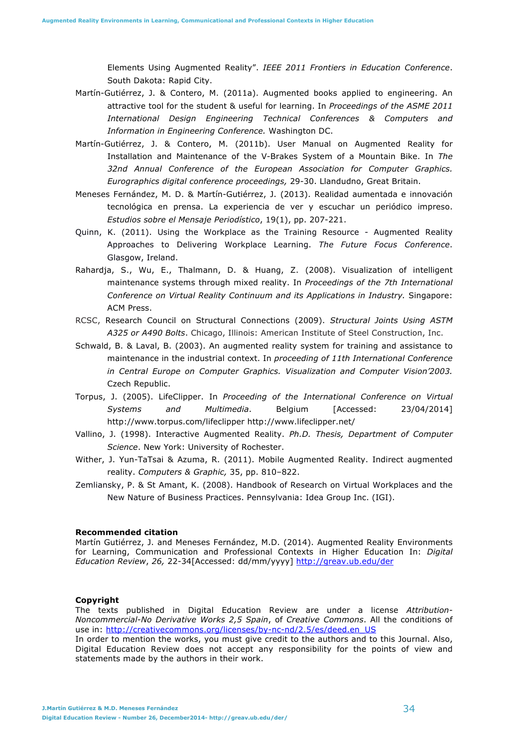Elements Using Augmented Reality". *IEEE 2011 Frontiers in Education Conference*. South Dakota: Rapid City.

Martín-Gutiérrez, J. & Contero, M. (2011a). Augmented books applied to engineering. An attractive tool for the student & useful for learning. In *Proceedings of the ASME 2011 International Design Engineering Technical Conferences & Computers and Information in Engineering Conference.* Washington DC.

Martín-Gutiérrez, J. & Contero, M. (2011b). User Manual on Augmented Reality for Installation and Maintenance of the V-Brakes System of a Mountain Bike. In *The 32nd Annual Conference of the European Association for Computer Graphics. Eurographics digital conference proceedings,* 29-30. Llandudno, Great Britain.

Meneses Fernández, M. D. & Martín-Gutiérrez, J. (2013). Realidad aumentada e innovación tecnológica en prensa. La experiencia de ver y escuchar un periódico impreso. *Estudios sobre el Mensaje Periodístico*, 19(1), pp. 207-221.

Quinn, K. (2011). Using the Workplace as the Training Resource - Augmented Reality Approaches to Delivering Workplace Learning. *The Future Focus Conference*. Glasgow, Ireland.

Rahardja, S., Wu, E., Thalmann, D. & Huang, Z. (2008). Visualization of intelligent maintenance systems through mixed reality. In *Proceedings of the 7th International Conference on Virtual Reality Continuum and its Applications in Industry.* Singapore: ACM Press.

RCSC, Research Council on Structural Connections (2009). *Structural Joints Using ASTM A325 or A490 Bolts*. Chicago, Illinois: American Institute of Steel Construction, Inc.

Schwald, B. & Laval, B. (2003). An augmented reality system for training and assistance to maintenance in the industrial context. In *proceeding of 11th International Conference in Central Europe on Computer Graphics. Visualization and Computer Vision'2003.* Czech Republic.

Torpus, J. (2005). LifeClipper. In *Proceeding of the International Conference on Virtual Systems and Multimedia*. Belgium [Accessed: 23/04/2014] http://www.torpus.com/lifeclipper http://www.lifeclipper.net/

Vallino, J. (1998). Interactive Augmented Reality. *Ph.D. Thesis, Department of Computer Science*. New York: University of Rochester.

Wither, J. Yun-TaTsai & Azuma, R. (2011). Mobile Augmented Reality. Indirect augmented reality. *Computers & Graphic,* 35, pp. 810–822.

Zemliansky, P. & St Amant, K. (2008). Handbook of Research on Virtual Workplaces and the New Nature of Business Practices. Pennsylvania: Idea Group Inc. (IGI).

**Recommended citation**

Martín Gutiérrez, J. and Meneses Fernández, M.D. (2014). Augmented Reality Environments for Learning, Communication and Professional Contexts in Higher Education In: *Digital Education Review*, *26,* 22-34[Accessed: dd/mm/yyyy] http://greav.ub.edu/der

**Copyright**

The texts published in Digital Education Review are under a license *Attribution-Noncommercial-No Derivative Works 2,5 Spain*, of *Creative Commons*. All the conditions of use in: http://creativecommons.org/licenses/by-nc-nd/2.5/es/deed.en_US

In order to mention the works, you must give credit to the authors and to this Journal. Also, Digital Education Review does not accept any responsibility for the points of view and statements made by the authors in their work.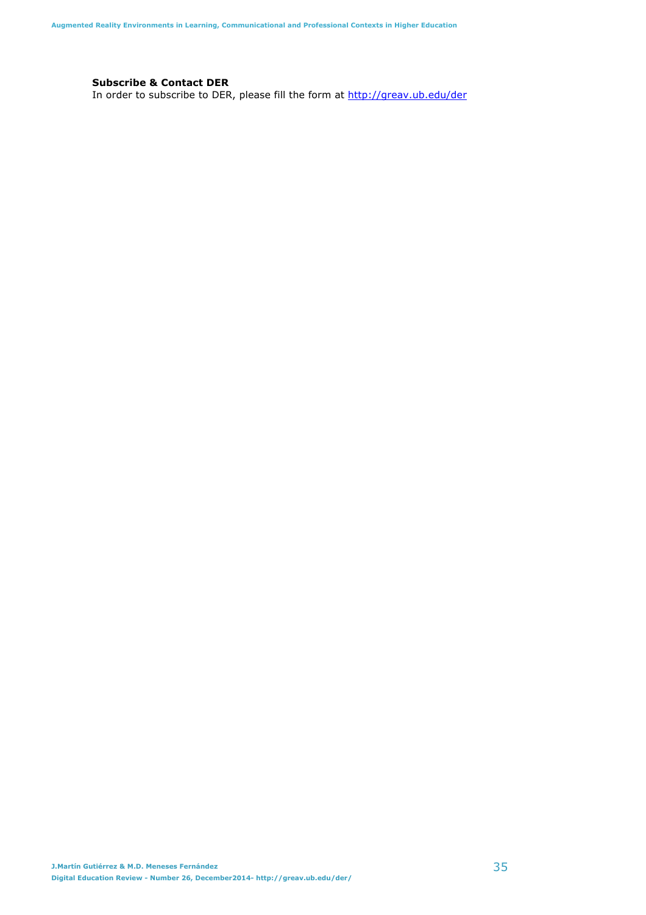**Subscribe & Contact DER**

In order to subscribe to DER, please fill the form at [http://greav.ub.edu/der](http://greav.ub.edu/der)